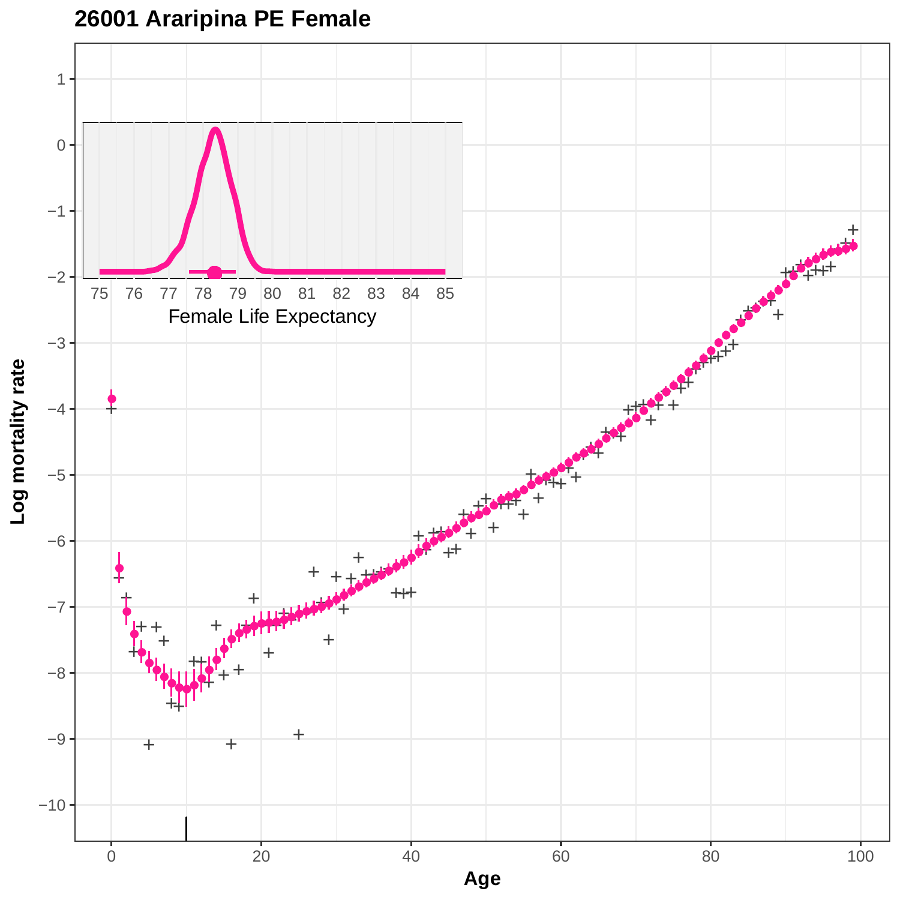# 26001 Araripina PE Female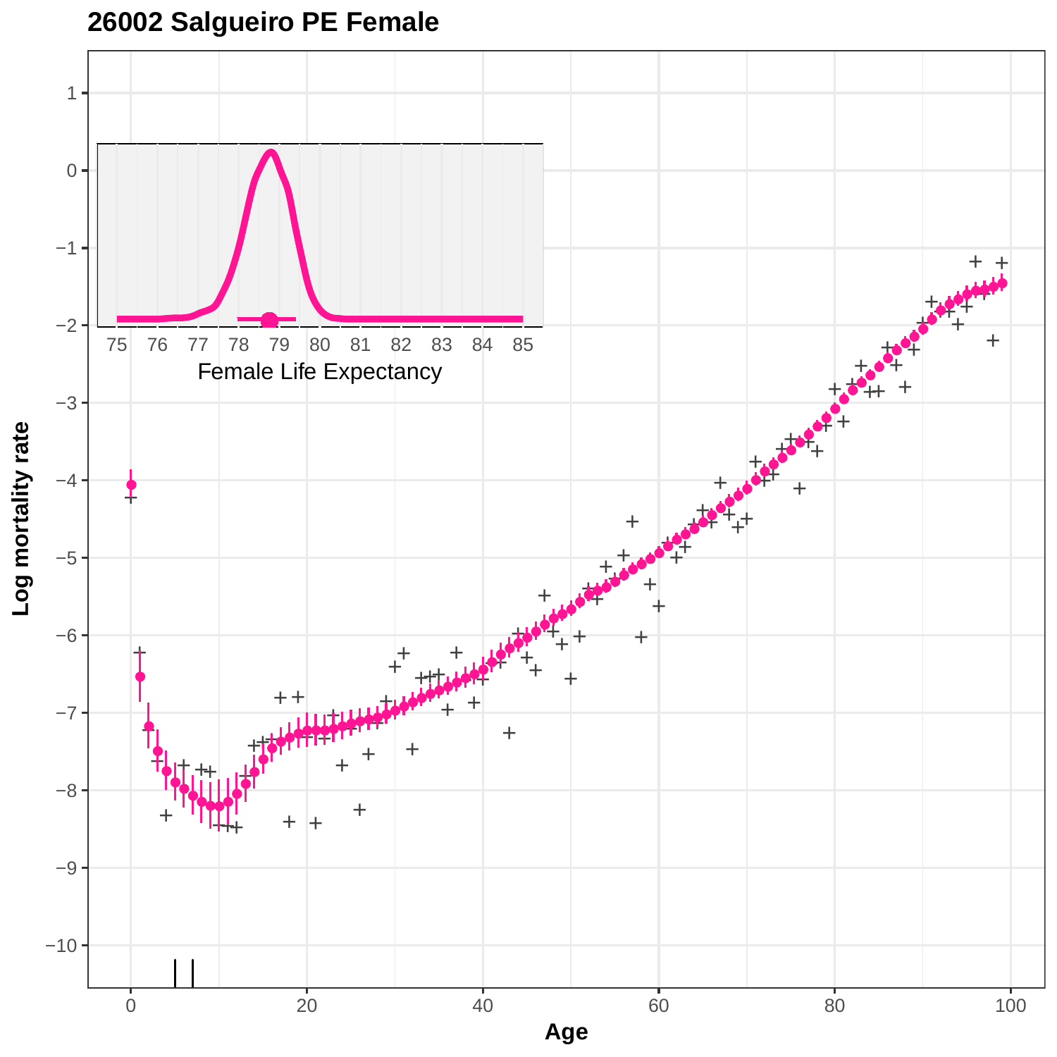# 26002 Salgueiro PE Female

Female Life Expectancy

Log mortality rate

Age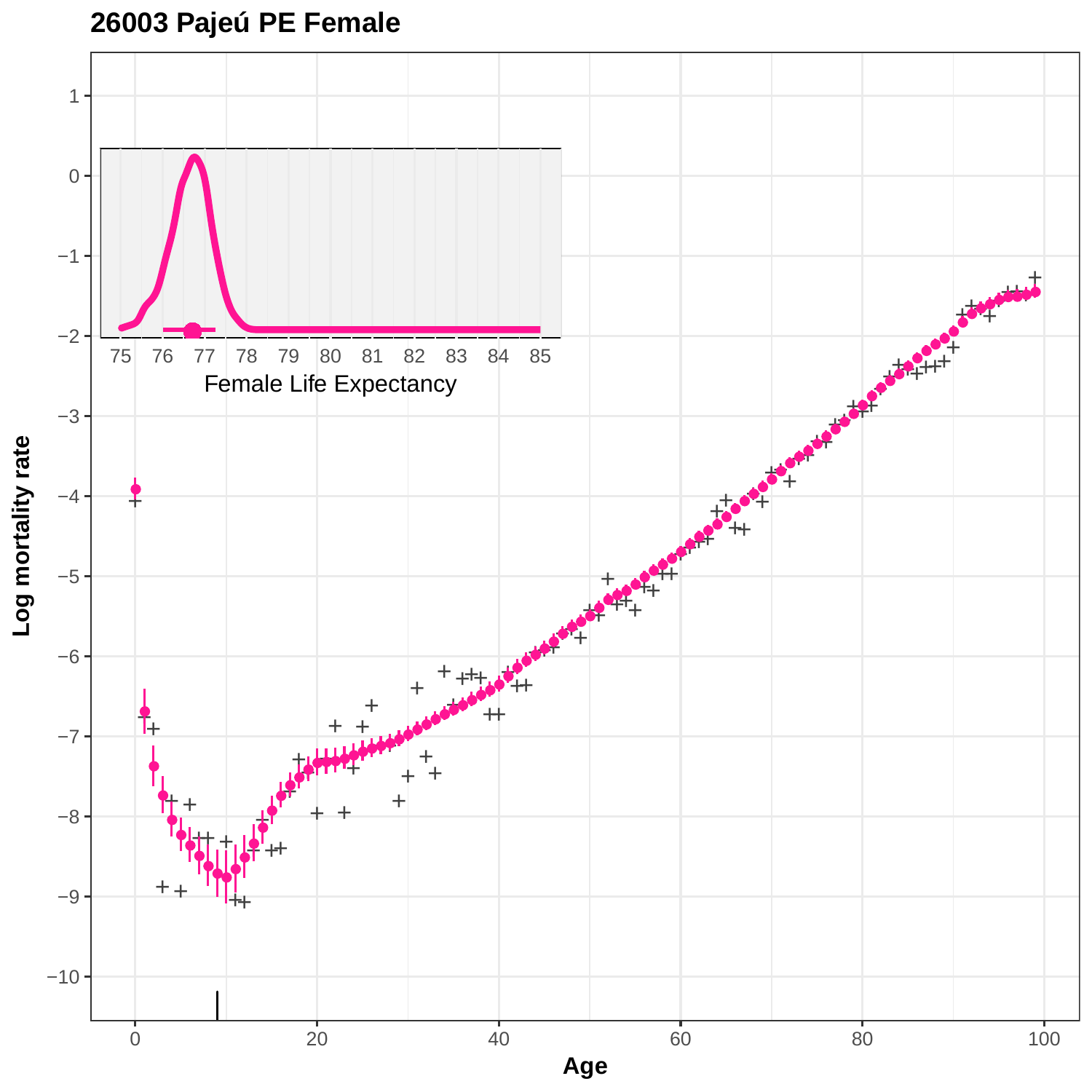# 26003 Pajeú PE Female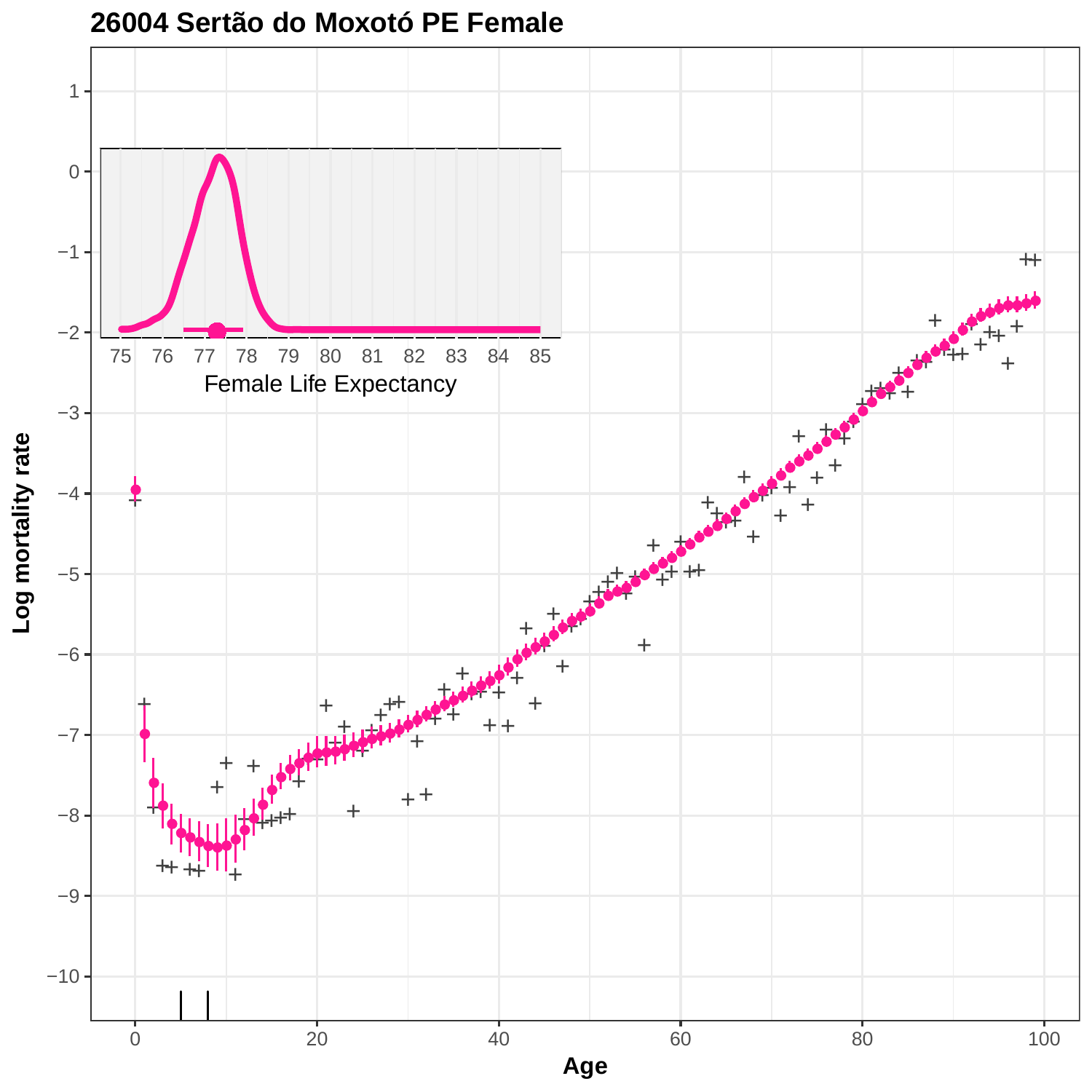# 26004 Sertão do Moxotó PE Female

Female Life Expectancy

Log mortality rate

Age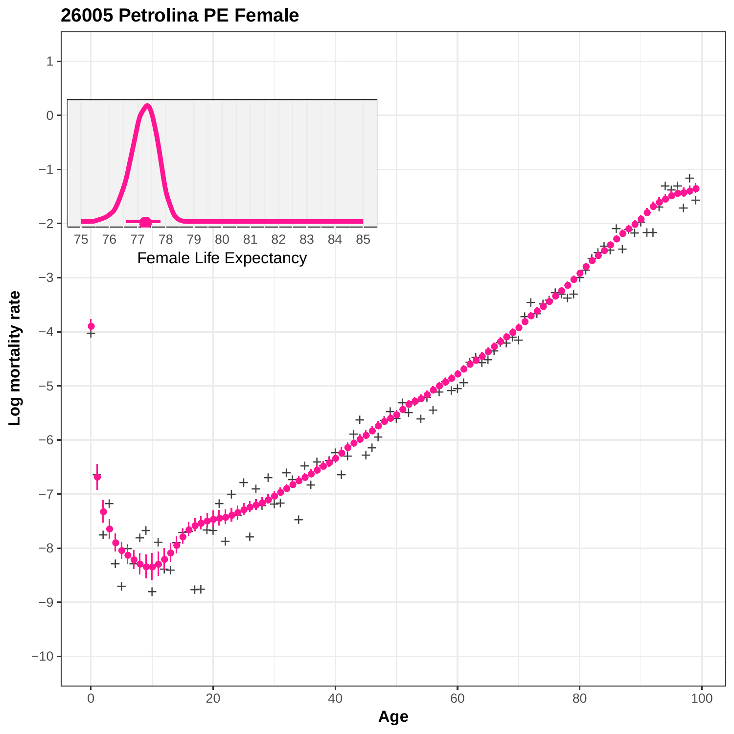# 26005 Petrolina PE Female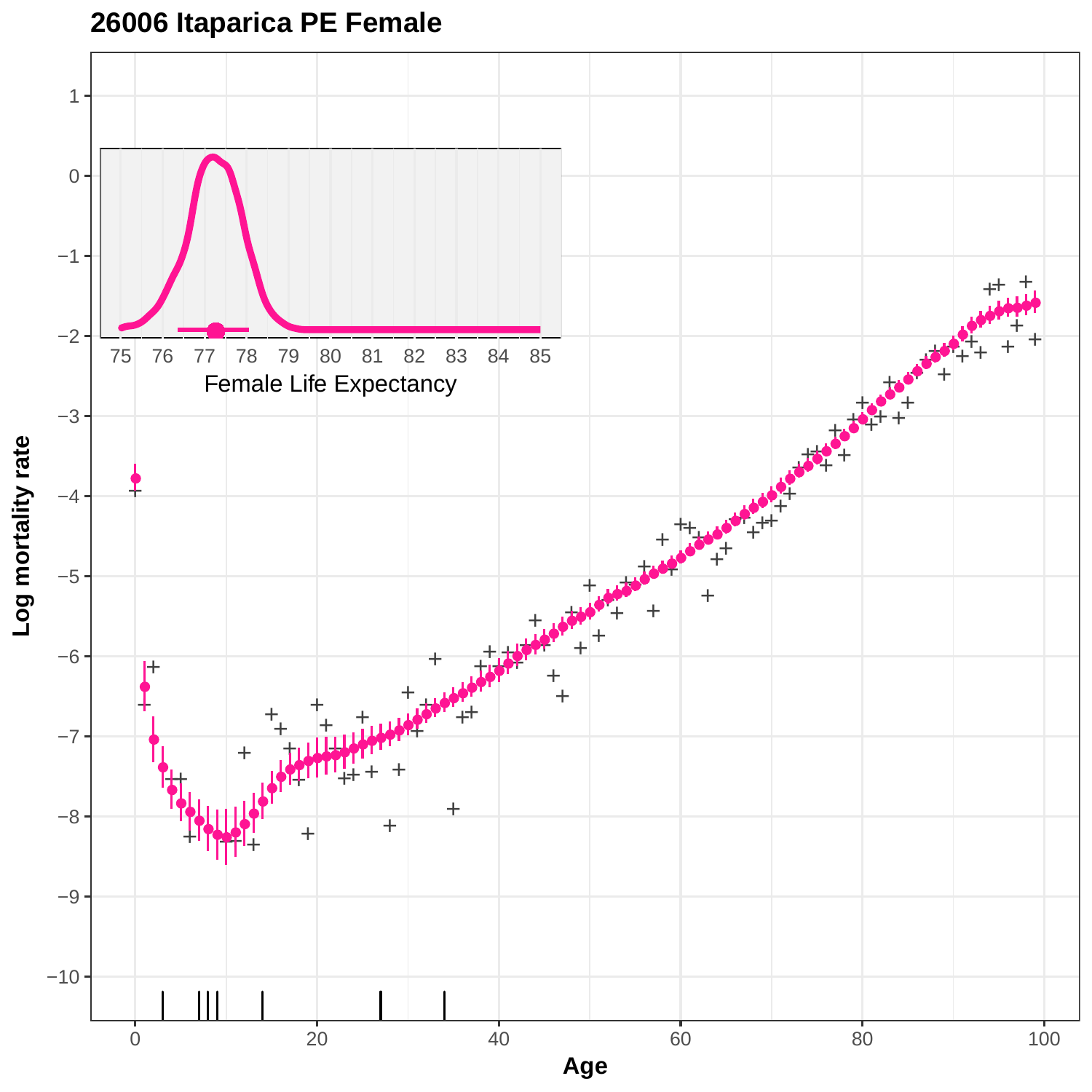## 26006 Itaparica PE Female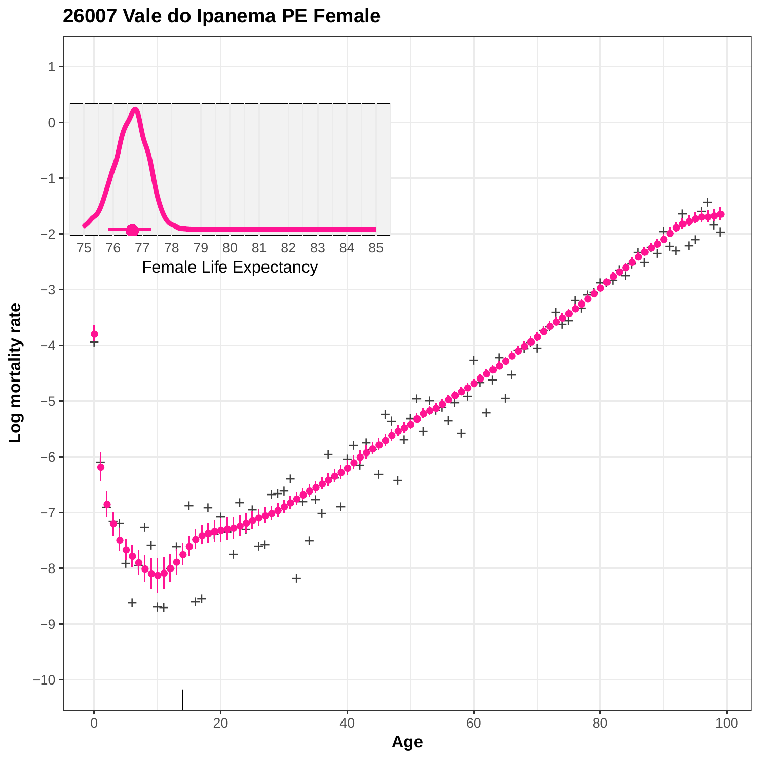# 26007 Vale do Ipanema PE Female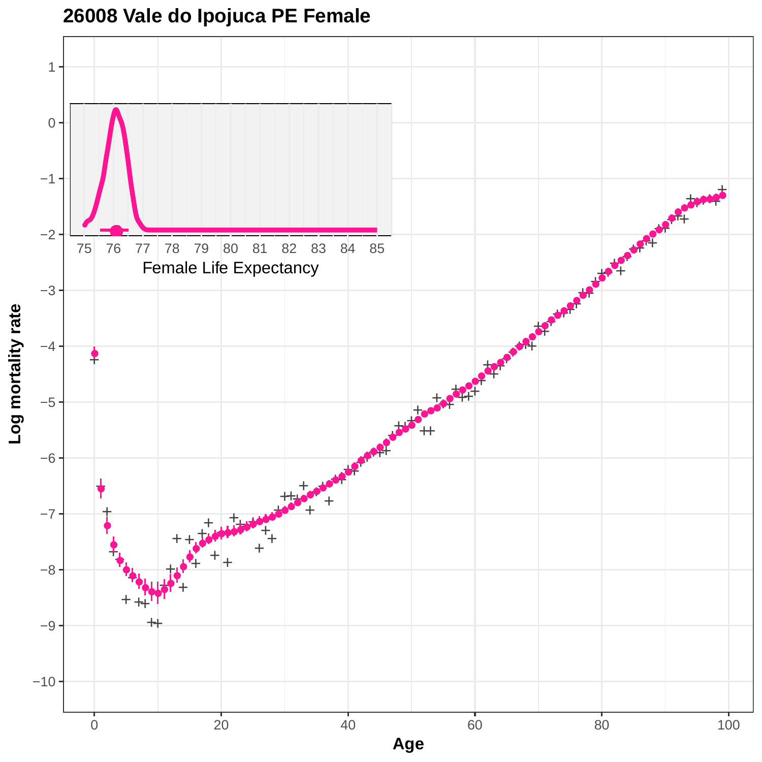# 26008 Vale do Ipojuca PE Female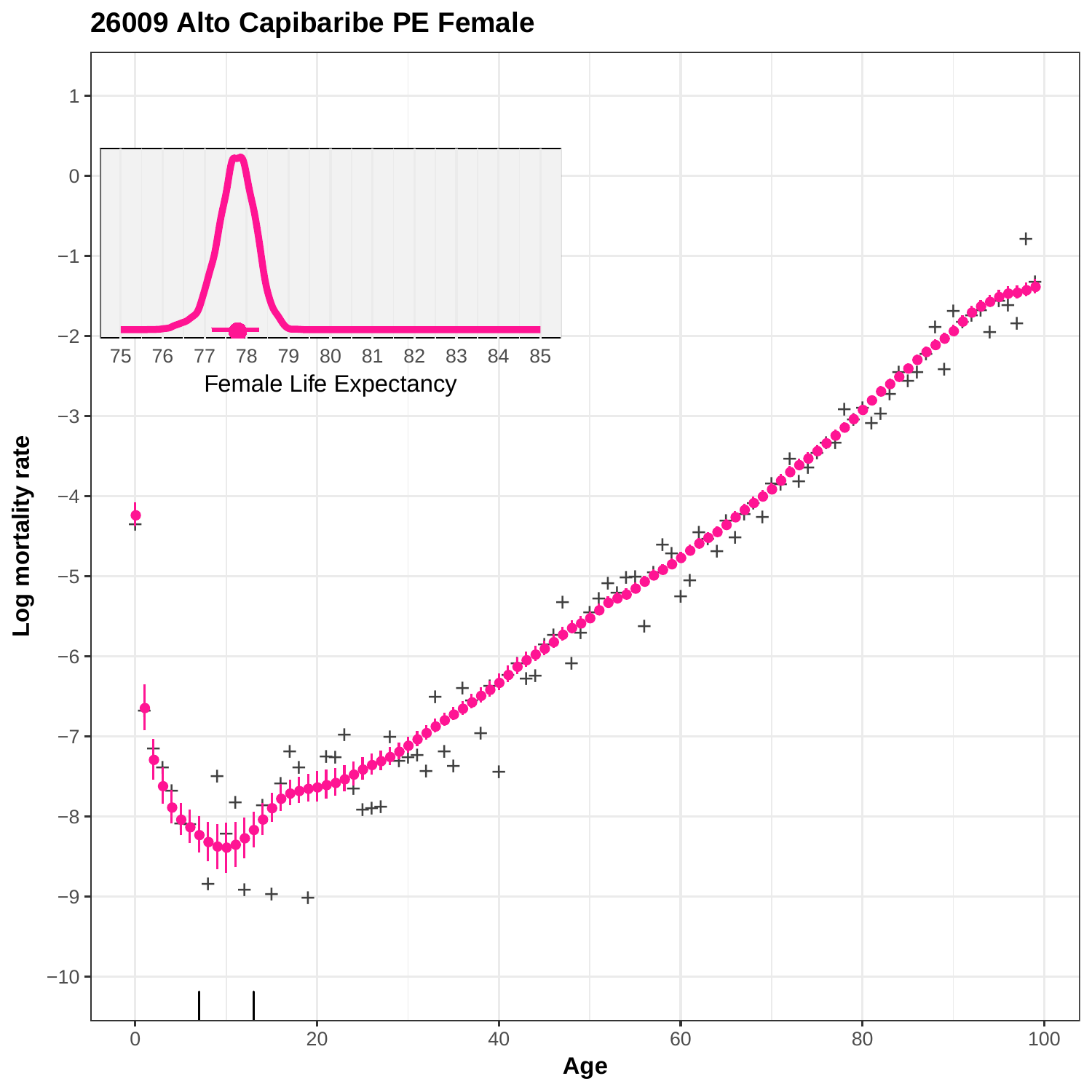## 26009 Alto Capibaribe PE Female

Log mortality rate

Age

Female Life Expectancy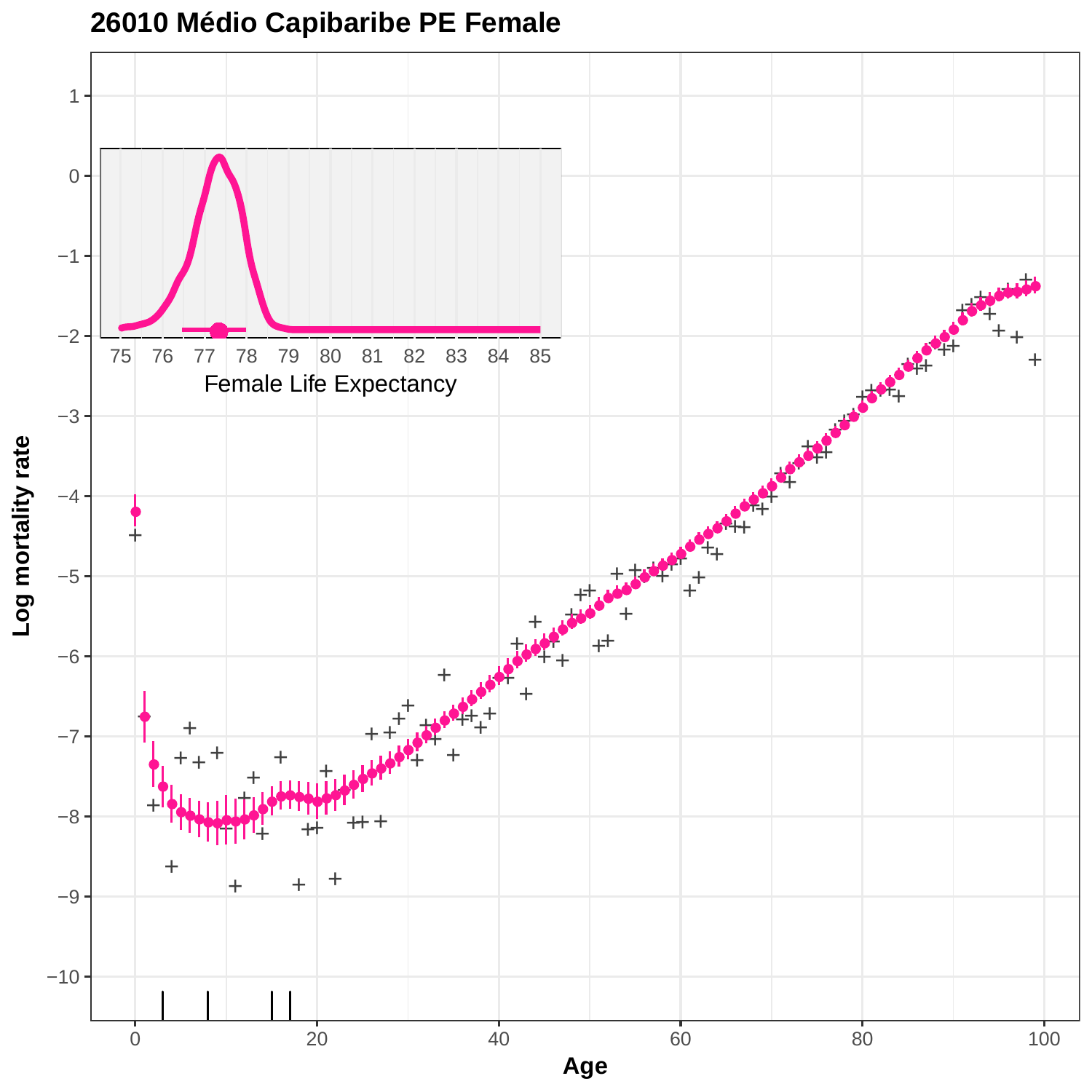# 26010 Médio Capibaribe PE Female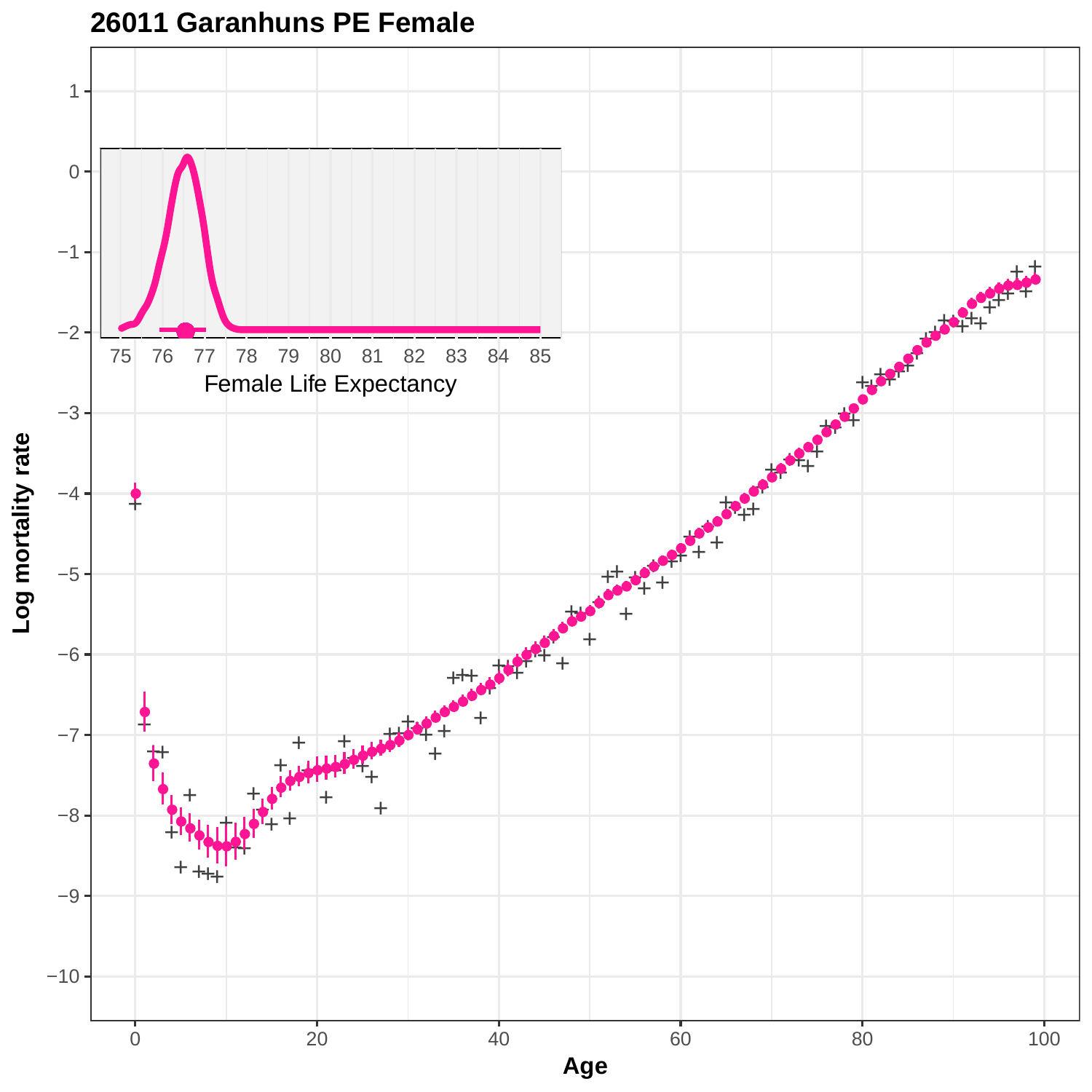# 26011 Garanhuns PE Female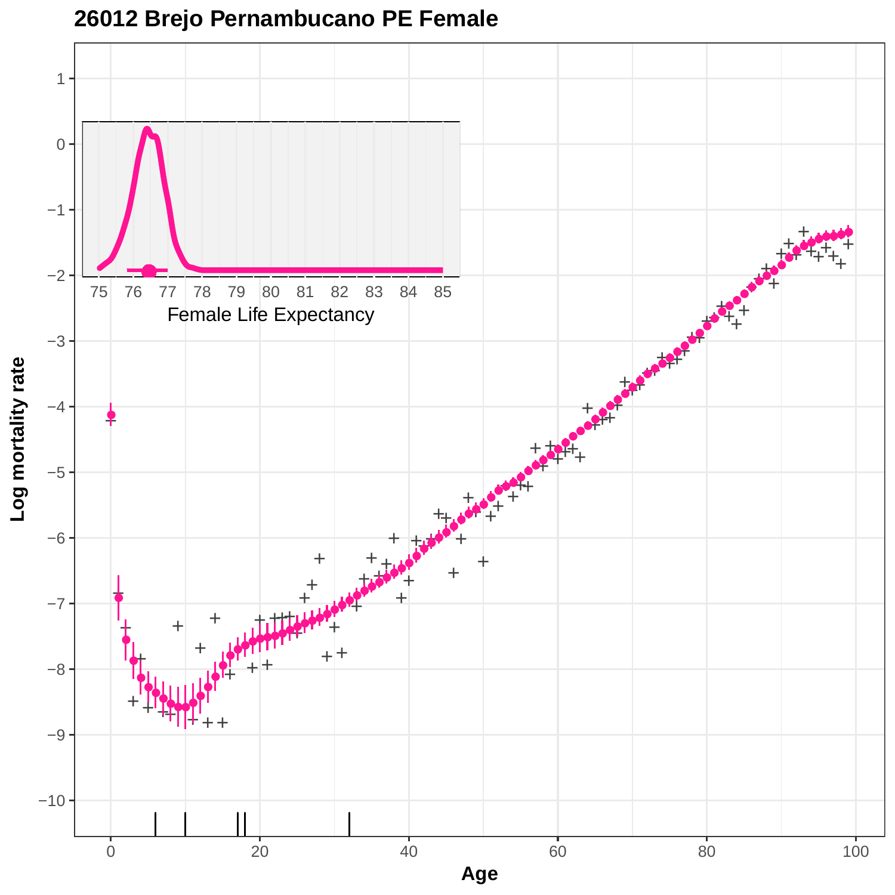## 26012 Brejo Pernambucano PE Female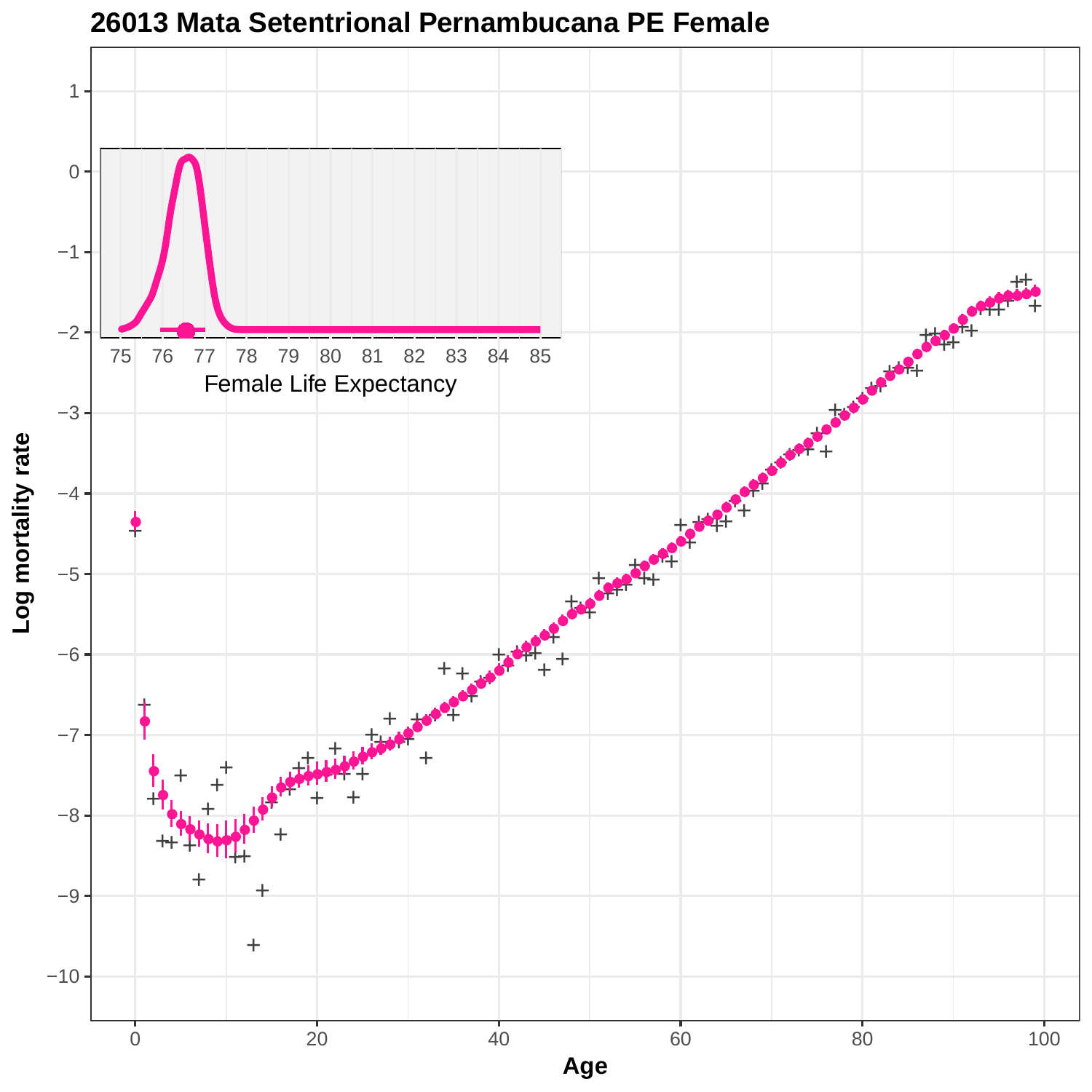# 26013 Mata Setentrional Pernambucana PE Female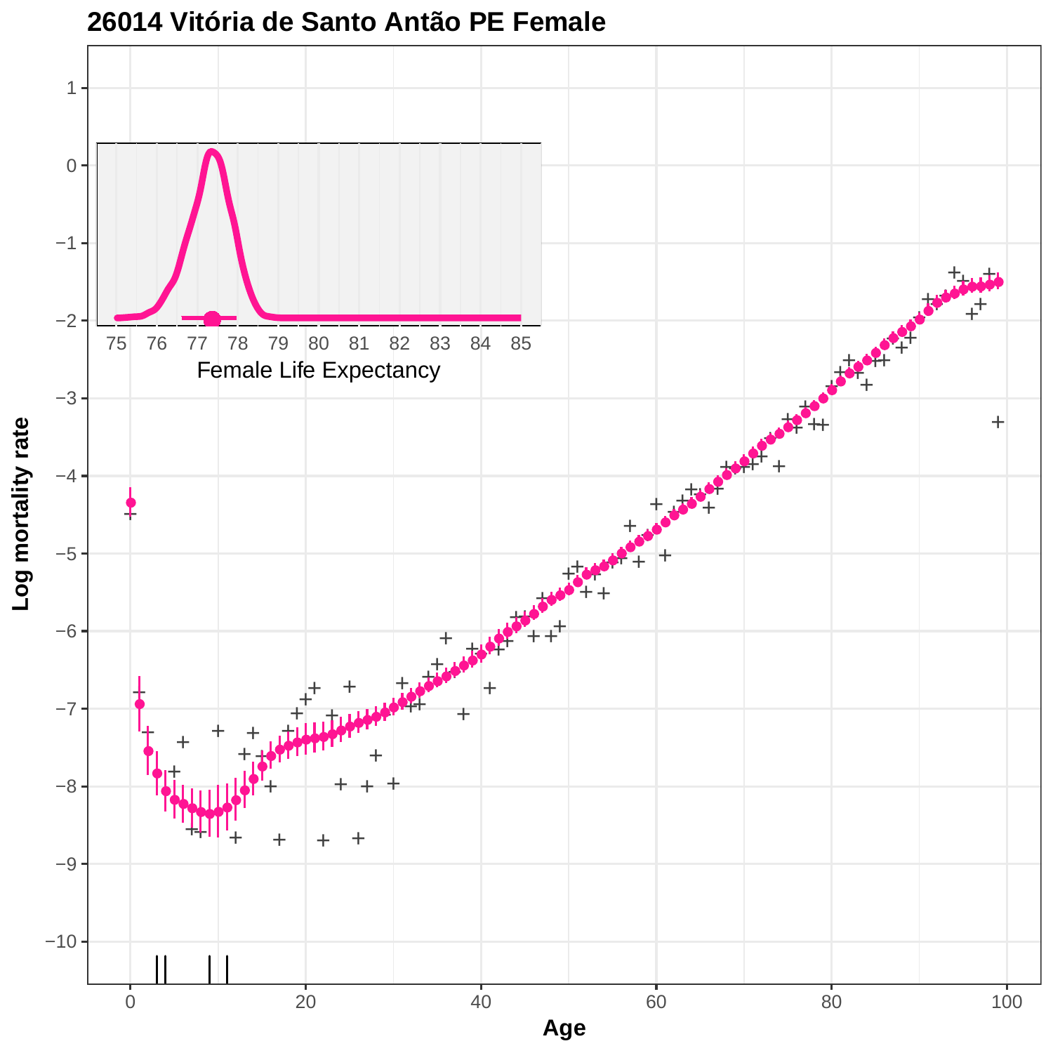# 26014 Vitória de Santo Antão PE Female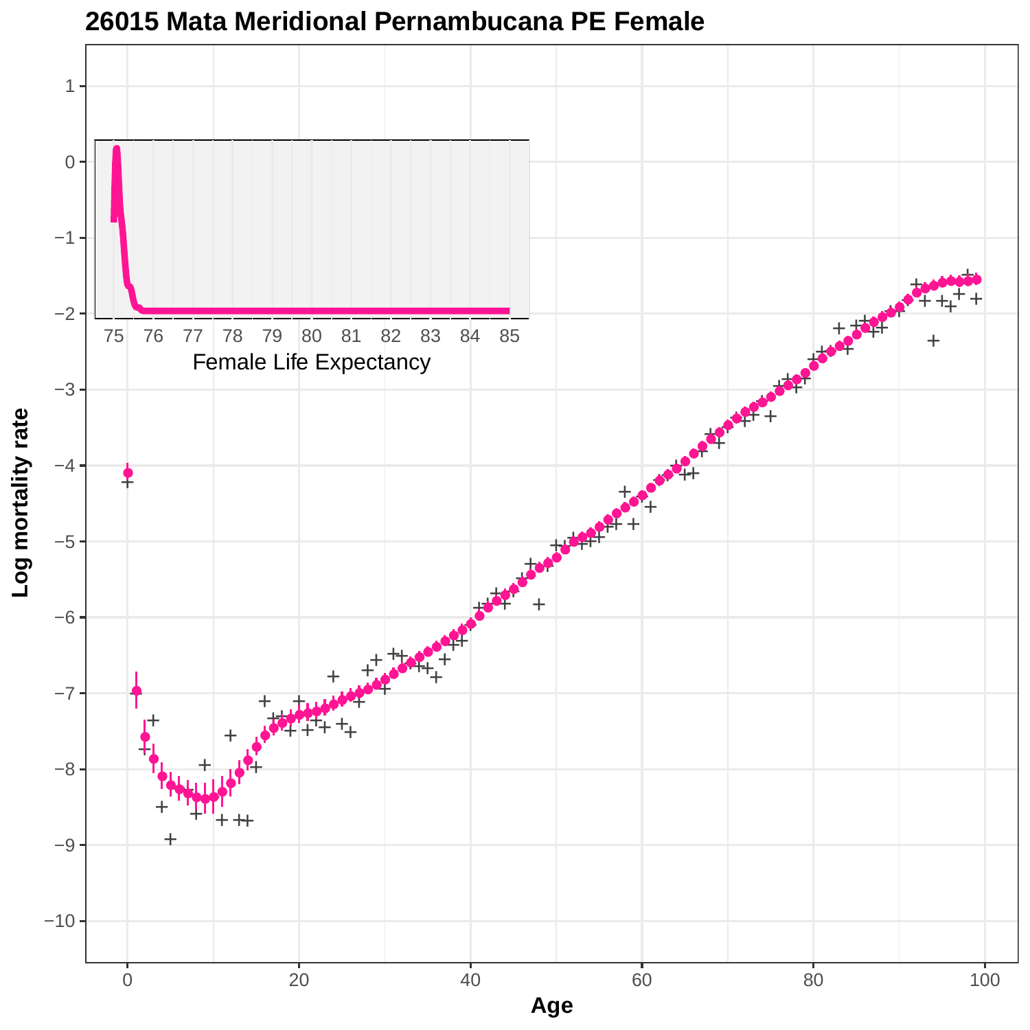# 26015 Mata Meridional Pernambucana PE Female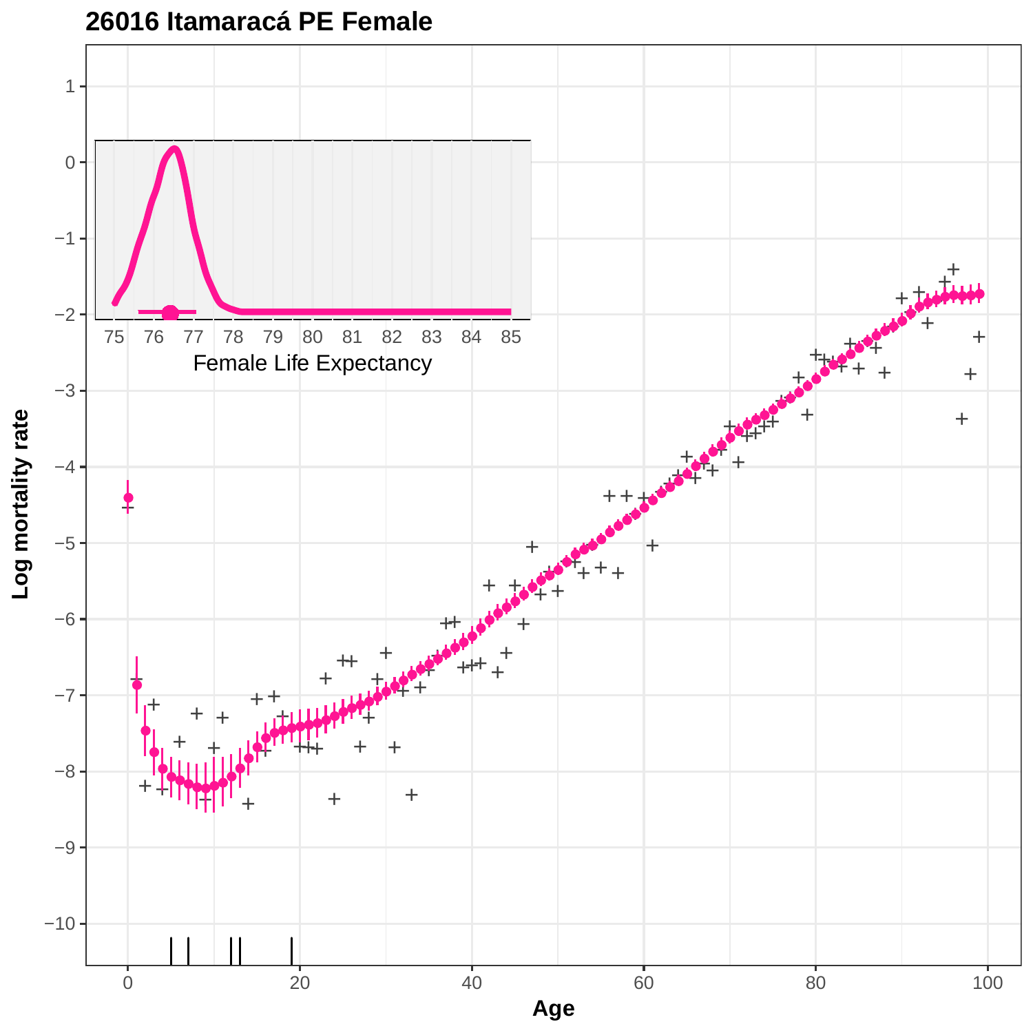# 26016 Itamaracá PE Female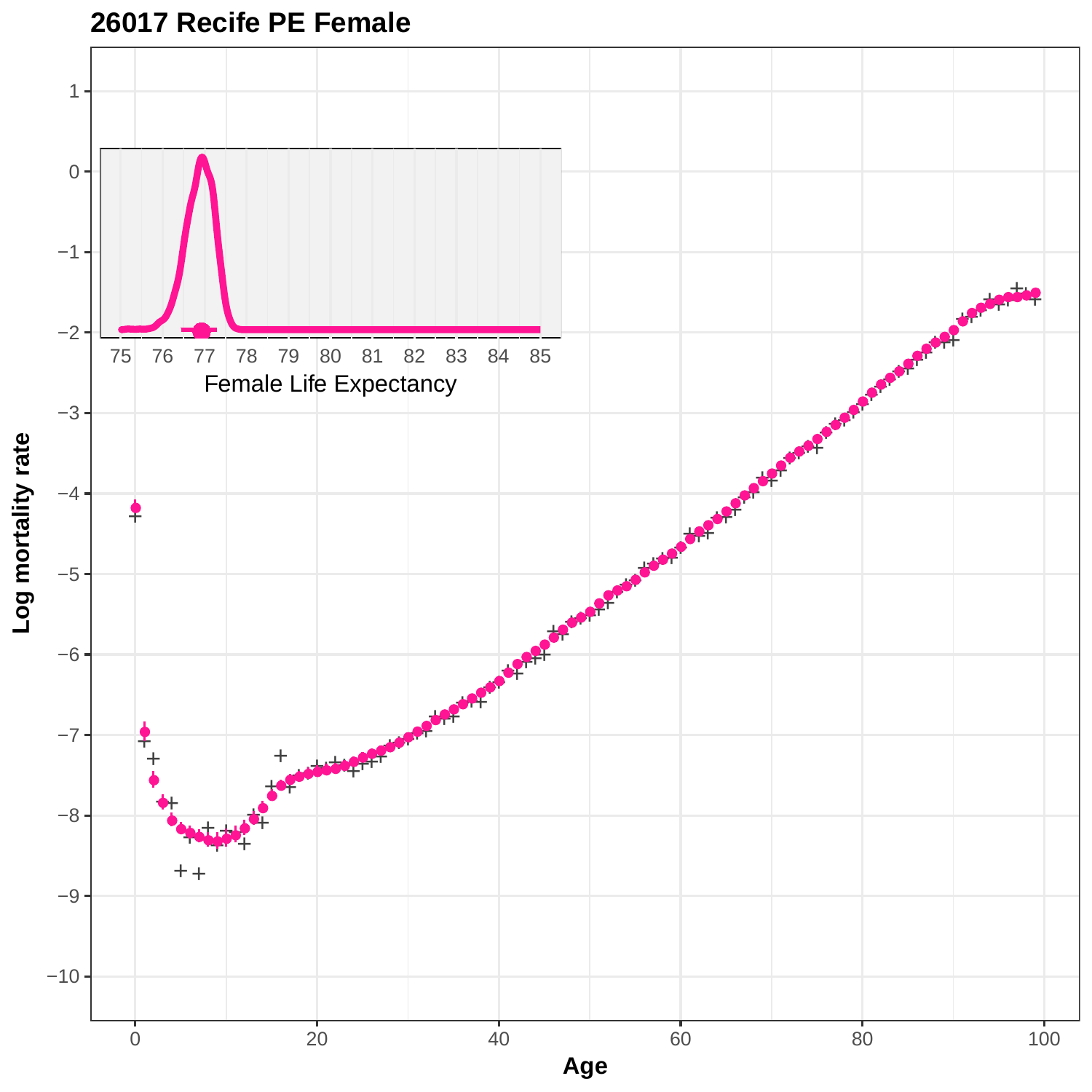**26017 Recife PE Female**

Female Life Expectancy

Log mortality rate

Age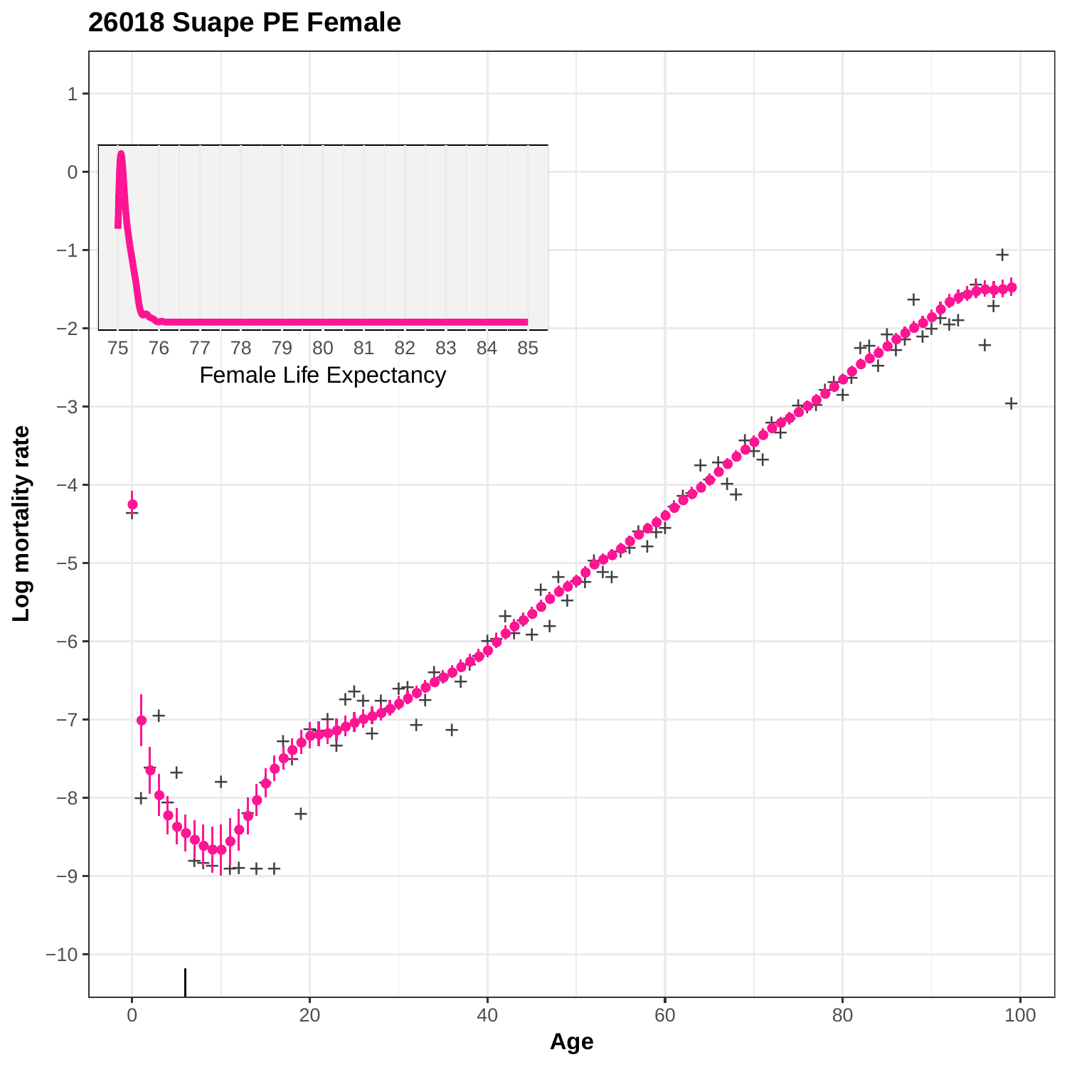**26018 Suape PE Female**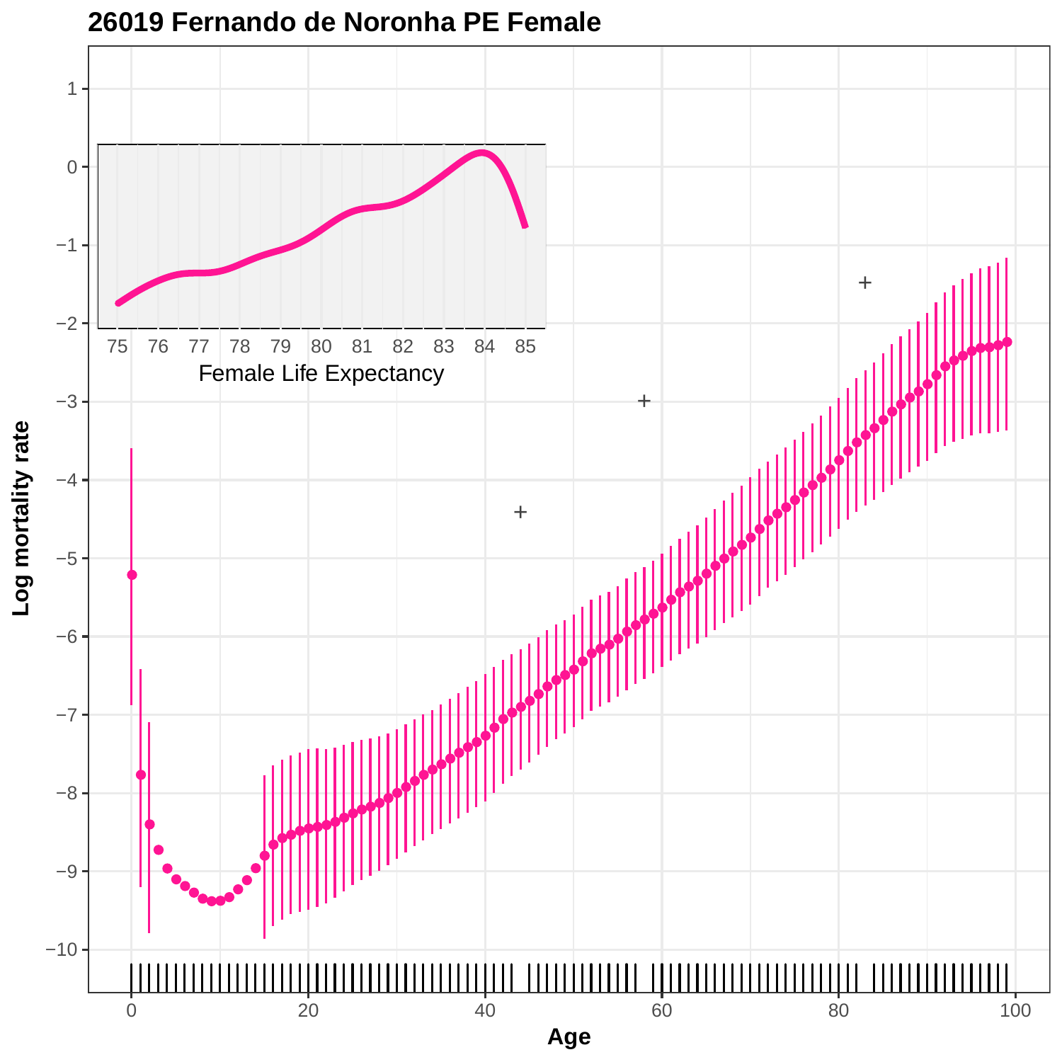**26019 Fernando de Noronha PE Female**

Log mortality rate

1
0
−1
−2
−3
−4
−5
−6
−7
−8
−9
−10

Age

0
20
40
60
80
100

Female Life Expectancy

75
76
77
78
79
80
81
82
83
84
85